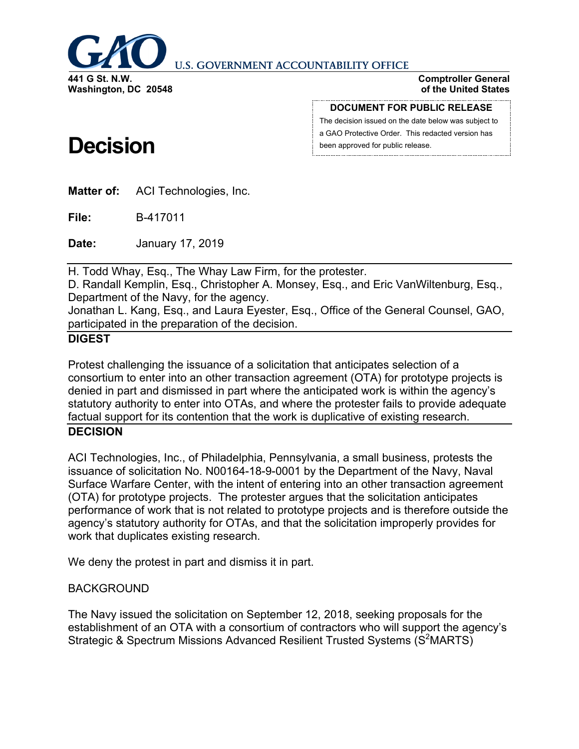**U.S. GOVERNMENT ACCOUNTABILITY OFFICE**

441 G St. N.W.
Washington, DC 20548

Comptroller General
of the United States

**DOCUMENT FOR PUBLIC RELEASE**
The decision issued on the date below was subject to a GAO Protective Order. This redacted version has been approved for public release.

# Decision

**Matter of:** ACI Technologies, Inc.

**File:** B-417011

**Date:** January 17, 2019

H. Todd Whay, Esq., The Whay Law Firm, for the protester.
D. Randall Kemplin, Esq., Christopher A. Monsey, Esq., and Eric VanWiltenburg, Esq., Department of the Navy, for the agency.
Jonathan L. Kang, Esq., and Laura Eyester, Esq., Office of the General Counsel, GAO, participated in the preparation of the decision.

**DIGEST**

Protest challenging the issuance of a solicitation that anticipates selection of a consortium to enter into an other transaction agreement (OTA) for prototype projects is denied in part and dismissed in part where the anticipated work is within the agency's statutory authority to enter into OTAs, and where the protester fails to provide adequate factual support for its contention that the work is duplicative of existing research.

**DECISION**

ACI Technologies, Inc., of Philadelphia, Pennsylvania, a small business, protests the issuance of solicitation No. N00164-18-9-0001 by the Department of the Navy, Naval Surface Warfare Center, with the intent of entering into an other transaction agreement (OTA) for prototype projects. The protester argues that the solicitation anticipates performance of work that is not related to prototype projects and is therefore outside the agency's statutory authority for OTAs, and that the solicitation improperly provides for work that duplicates existing research.

We deny the protest in part and dismiss it in part.

BACKGROUND

The Navy issued the solicitation on September 12, 2018, seeking proposals for the establishment of an OTA with a consortium of contractors who will support the agency's Strategic & Spectrum Missions Advanced Resilient Trusted Systems ($S^2$MARTS)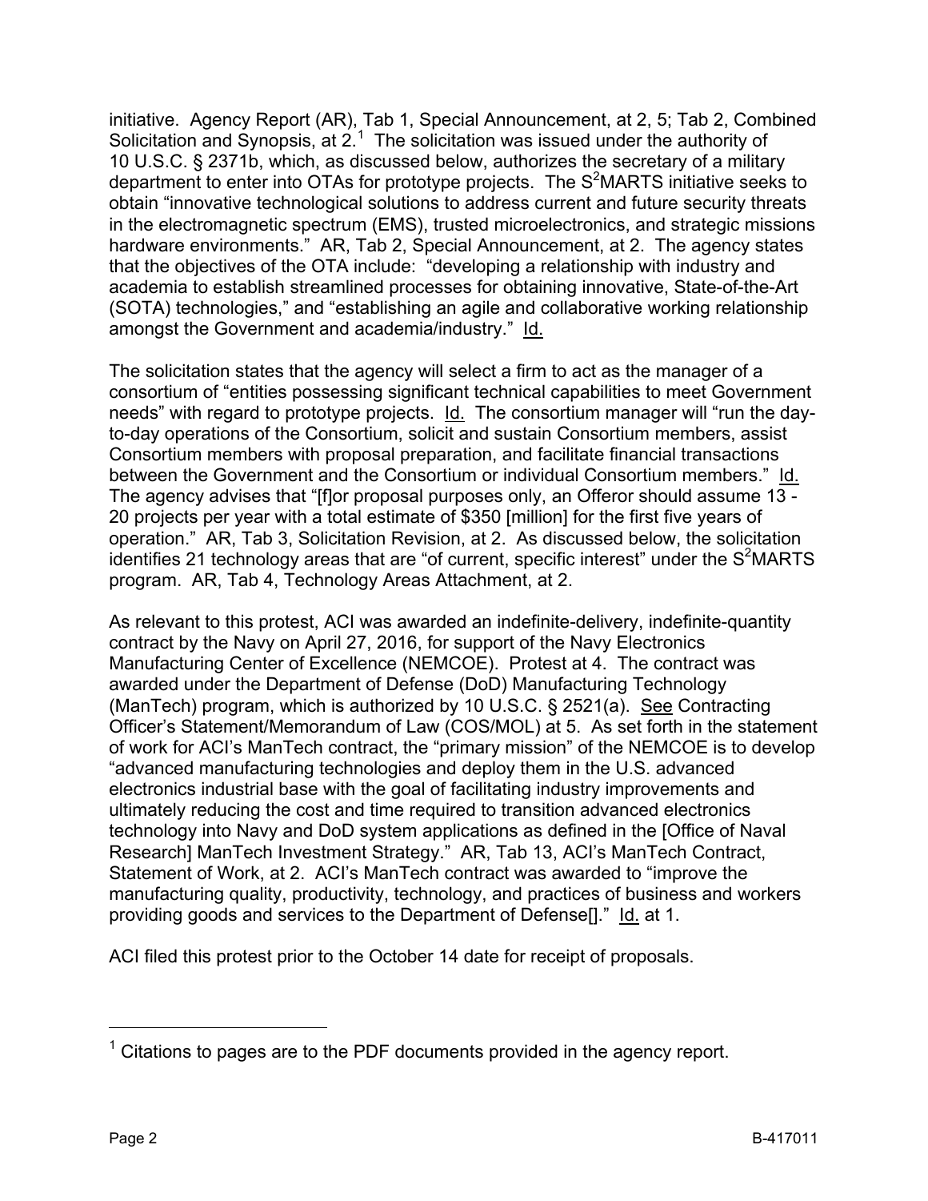initiative. Agency Report (AR), Tab 1, Special Announcement, at 2, 5; Tab 2, Combined Solicitation and Synopsis, at 2.[1] The solicitation was issued under the authority of 10 U.S.C. § 2371b, which, as discussed below, authorizes the secretary of a military department to enter into OTAs for prototype projects. The $S^2$MARTS initiative seeks to obtain "innovative technological solutions to address current and future security threats in the electromagnetic spectrum (EMS), trusted microelectronics, and strategic missions hardware environments." AR, Tab 2, Special Announcement, at 2. The agency states that the objectives of the OTA include: "developing a relationship with industry and academia to establish streamlined processes for obtaining innovative, State-of-the-Art (SOTA) technologies," and "establishing an agile and collaborative working relationship amongst the Government and academia/industry." Id.

The solicitation states that the agency will select a firm to act as the manager of a consortium of "entities possessing significant technical capabilities to meet Government needs" with regard to prototype projects. Id. The consortium manager will "run the day-to-day operations of the Consortium, solicit and sustain Consortium members, assist Consortium members with proposal preparation, and facilitate financial transactions between the Government and the Consortium or individual Consortium members." Id. The agency advises that "[f]or proposal purposes only, an Offeror should assume 13 - 20 projects per year with a total estimate of $350 [million] for the first five years of operation." AR, Tab 3, Solicitation Revision, at 2. As discussed below, the solicitation identifies 21 technology areas that are "of current, specific interest" under the $S^2$MARTS program. AR, Tab 4, Technology Areas Attachment, at 2.

As relevant to this protest, ACI was awarded an indefinite-delivery, indefinite-quantity contract by the Navy on April 27, 2016, for support of the Navy Electronics Manufacturing Center of Excellence (NEMCOE). Protest at 4. The contract was awarded under the Department of Defense (DoD) Manufacturing Technology (ManTech) program, which is authorized by 10 U.S.C. § 2521(a). See Contracting Officer's Statement/Memorandum of Law (COS/MOL) at 5. As set forth in the statement of work for ACI's ManTech contract, the "primary mission" of the NEMCOE is to develop "advanced manufacturing technologies and deploy them in the U.S. advanced electronics industrial base with the goal of facilitating industry improvements and ultimately reducing the cost and time required to transition advanced electronics technology into Navy and DoD system applications as defined in the [Office of Naval Research] ManTech Investment Strategy." AR, Tab 13, ACI's ManTech Contract, Statement of Work, at 2. ACI's ManTech contract was awarded to "improve the manufacturing quality, productivity, technology, and practices of business and workers providing goods and services to the Department of Defense[]." Id. at 1.

ACI filed this protest prior to the October 14 date for receipt of proposals.

---

[1] Citations to pages are to the PDF documents provided in the agency report.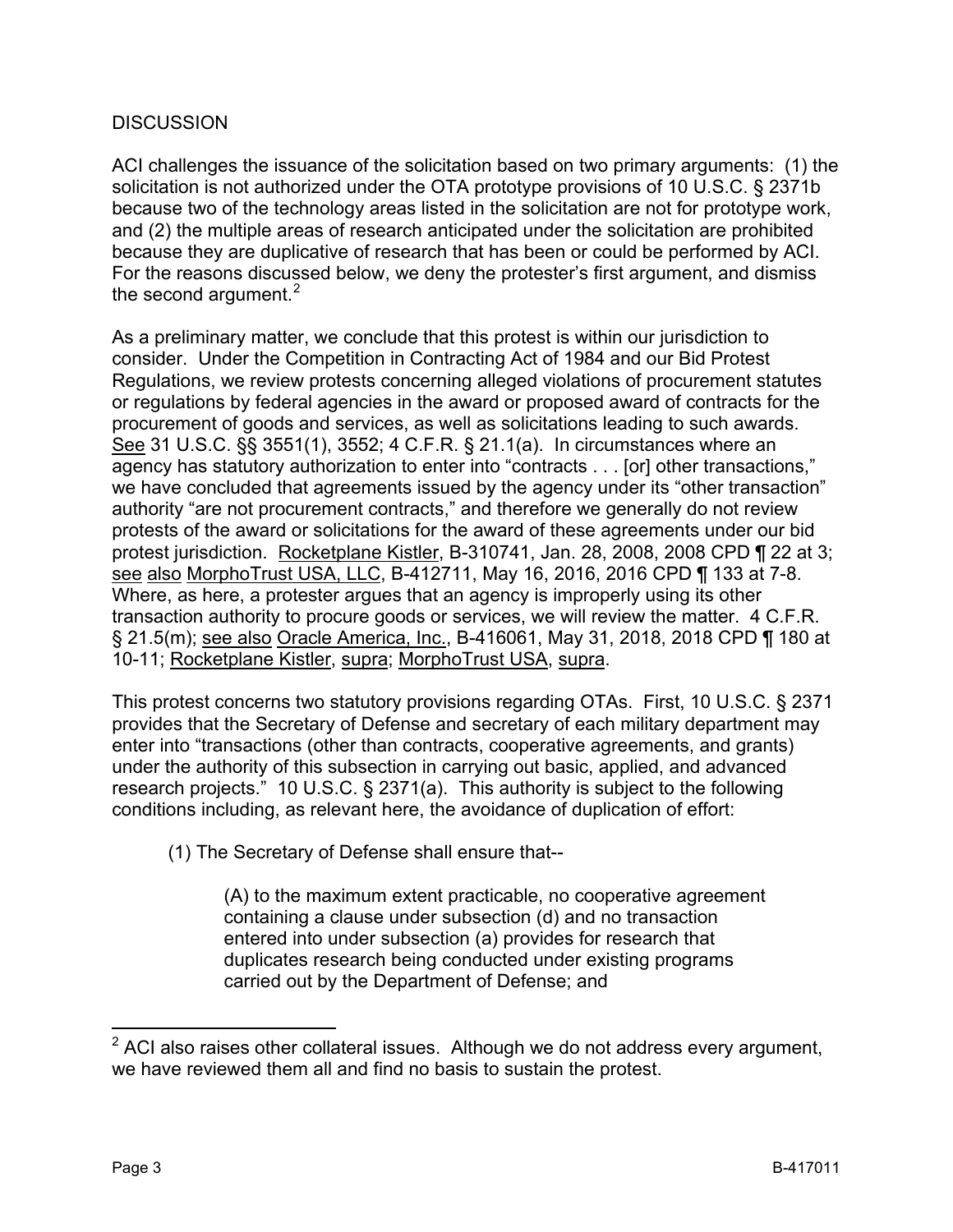## DISCUSSION

ACI challenges the issuance of the solicitation based on two primary arguments: (1) the solicitation is not authorized under the OTA prototype provisions of 10 U.S.C. § 2371b because two of the technology areas listed in the solicitation are not for prototype work, and (2) the multiple areas of research anticipated under the solicitation are prohibited because they are duplicative of research that has been or could be performed by ACI. For the reasons discussed below, we deny the protester's first argument, and dismiss the second argument.[2]

As a preliminary matter, we conclude that this protest is within our jurisdiction to consider. Under the Competition in Contracting Act of 1984 and our Bid Protest Regulations, we review protests concerning alleged violations of procurement statutes or regulations by federal agencies in the award or proposed award of contracts for the procurement of goods and services, as well as solicitations leading to such awards. See 31 U.S.C. §§ 3551(1), 3552; 4 C.F.R. § 21.1(a). In circumstances where an agency has statutory authorization to enter into "contracts . . . [or] other transactions," we have concluded that agreements issued by the agency under its "other transaction" authority "are not procurement contracts," and therefore we generally do not review protests of the award or solicitations for the award of these agreements under our bid protest jurisdiction. Rocketplane Kistler, B-310741, Jan. 28, 2008, 2008 CPD ¶ 22 at 3; see also MorphoTrust USA, LLC, B-412711, May 16, 2016, 2016 CPD ¶ 133 at 7-8. Where, as here, a protester argues that an agency is improperly using its other transaction authority to procure goods or services, we will review the matter. 4 C.F.R. § 21.5(m); see also Oracle America, Inc., B-416061, May 31, 2018, 2018 CPD ¶ 180 at 10-11; Rocketplane Kistler, supra; MorphoTrust USA, supra.

This protest concerns two statutory provisions regarding OTAs. First, 10 U.S.C. § 2371 provides that the Secretary of Defense and secretary of each military department may enter into "transactions (other than contracts, cooperative agreements, and grants) under the authority of this subsection in carrying out basic, applied, and advanced research projects." 10 U.S.C. § 2371(a). This authority is subject to the following conditions including, as relevant here, the avoidance of duplication of effort:

> (1) The Secretary of Defense shall ensure that--
>
> > (A) to the maximum extent practicable, no cooperative agreement containing a clause under subsection (d) and no transaction entered into under subsection (a) provides for research that duplicates research being conducted under existing programs carried out by the Department of Defense; and

---

[2] ACI also raises other collateral issues. Although we do not address every argument, we have reviewed them all and find no basis to sustain the protest.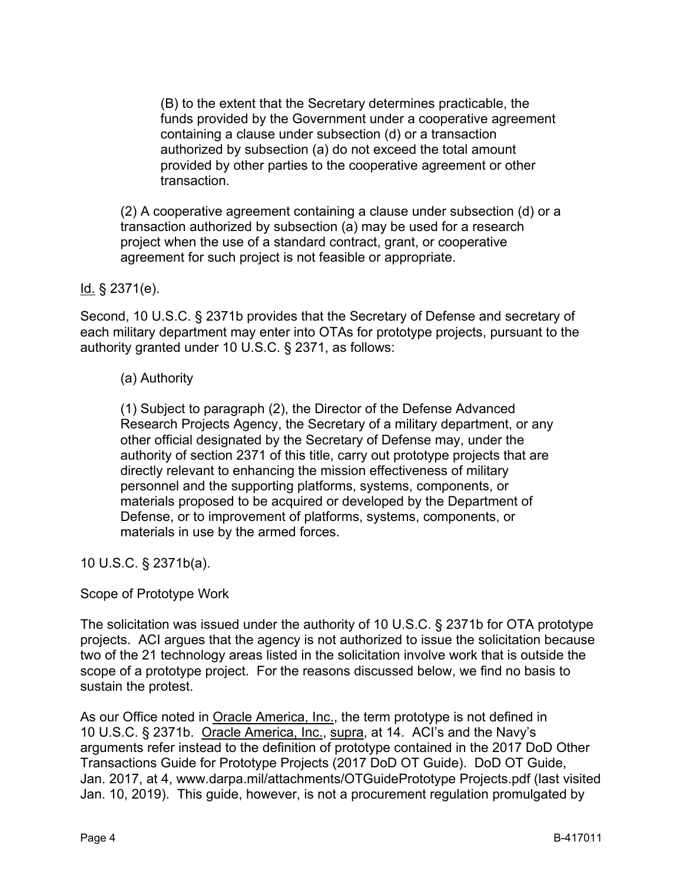> (B) to the extent that the Secretary determines practicable, the funds provided by the Government under a cooperative agreement containing a clause under subsection (d) or a transaction authorized by subsection (a) do not exceed the total amount provided by other parties to the cooperative agreement or other transaction.
>
> (2) A cooperative agreement containing a clause under subsection (d) or a transaction authorized by subsection (a) may be used for a research project when the use of a standard contract, grant, or cooperative agreement for such project is not feasible or appropriate.

Id. § 2371(e).

Second, 10 U.S.C. § 2371b provides that the Secretary of Defense and secretary of each military department may enter into OTAs for prototype projects, pursuant to the authority granted under 10 U.S.C. § 2371, as follows:

> (a) Authority
>
> (1) Subject to paragraph (2), the Director of the Defense Advanced Research Projects Agency, the Secretary of a military department, or any other official designated by the Secretary of Defense may, under the authority of section 2371 of this title, carry out prototype projects that are directly relevant to enhancing the mission effectiveness of military personnel and the supporting platforms, systems, components, or materials proposed to be acquired or developed by the Department of Defense, or to improvement of platforms, systems, components, or materials in use by the armed forces.

10 U.S.C. § 2371b(a).

Scope of Prototype Work

The solicitation was issued under the authority of 10 U.S.C. § 2371b for OTA prototype projects. ACI argues that the agency is not authorized to issue the solicitation because two of the 21 technology areas listed in the solicitation involve work that is outside the scope of a prototype project. For the reasons discussed below, we find no basis to sustain the protest.

As our Office noted in Oracle America, Inc., the term prototype is not defined in 10 U.S.C. § 2371b. Oracle America, Inc., supra, at 14. ACI's and the Navy's arguments refer instead to the definition of prototype contained in the 2017 DoD Other Transactions Guide for Prototype Projects (2017 DoD OT Guide). DoD OT Guide, Jan. 2017, at 4, www.darpa.mil/attachments/OTGuidePrototype Projects.pdf (last visited Jan. 10, 2019). This guide, however, is not a procurement regulation promulgated by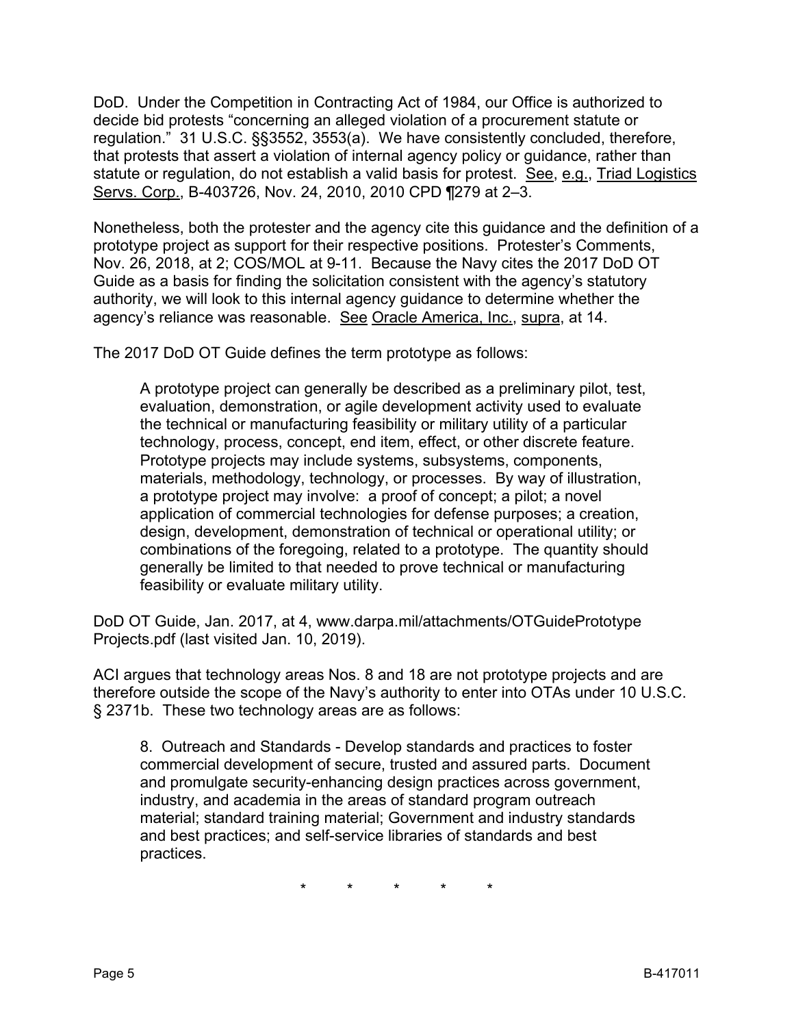DoD. Under the Competition in Contracting Act of 1984, our Office is authorized to decide bid protests "concerning an alleged violation of a procurement statute or regulation." 31 U.S.C. §§3552, 3553(a). We have consistently concluded, therefore, that protests that assert a violation of internal agency policy or guidance, rather than statute or regulation, do not establish a valid basis for protest. See, e.g., Triad Logistics Servs. Corp., B-403726, Nov. 24, 2010, 2010 CPD ¶279 at 2–3.

Nonetheless, both the protester and the agency cite this guidance and the definition of a prototype project as support for their respective positions. Protester's Comments, Nov. 26, 2018, at 2; COS/MOL at 9-11. Because the Navy cites the 2017 DoD OT Guide as a basis for finding the solicitation consistent with the agency's statutory authority, we will look to this internal agency guidance to determine whether the agency's reliance was reasonable. See Oracle America, Inc., supra, at 14.

The 2017 DoD OT Guide defines the term prototype as follows:

> A prototype project can generally be described as a preliminary pilot, test, evaluation, demonstration, or agile development activity used to evaluate the technical or manufacturing feasibility or military utility of a particular technology, process, concept, end item, effect, or other discrete feature. Prototype projects may include systems, subsystems, components, materials, methodology, technology, or processes. By way of illustration, a prototype project may involve: a proof of concept; a pilot; a novel application of commercial technologies for defense purposes; a creation, design, development, demonstration of technical or operational utility; or combinations of the foregoing, related to a prototype. The quantity should generally be limited to that needed to prove technical or manufacturing feasibility or evaluate military utility.

DoD OT Guide, Jan. 2017, at 4, www.darpa.mil/attachments/OTGuidePrototype Projects.pdf (last visited Jan. 10, 2019).

ACI argues that technology areas Nos. 8 and 18 are not prototype projects and are therefore outside the scope of the Navy's authority to enter into OTAs under 10 U.S.C. § 2371b. These two technology areas are as follows:

> 8. Outreach and Standards - Develop standards and practices to foster commercial development of secure, trusted and assured parts. Document and promulgate security-enhancing design practices across government, industry, and academia in the areas of standard program outreach material; standard training material; Government and industry standards and best practices; and self-service libraries of standards and best practices.

\* \* \* \* \*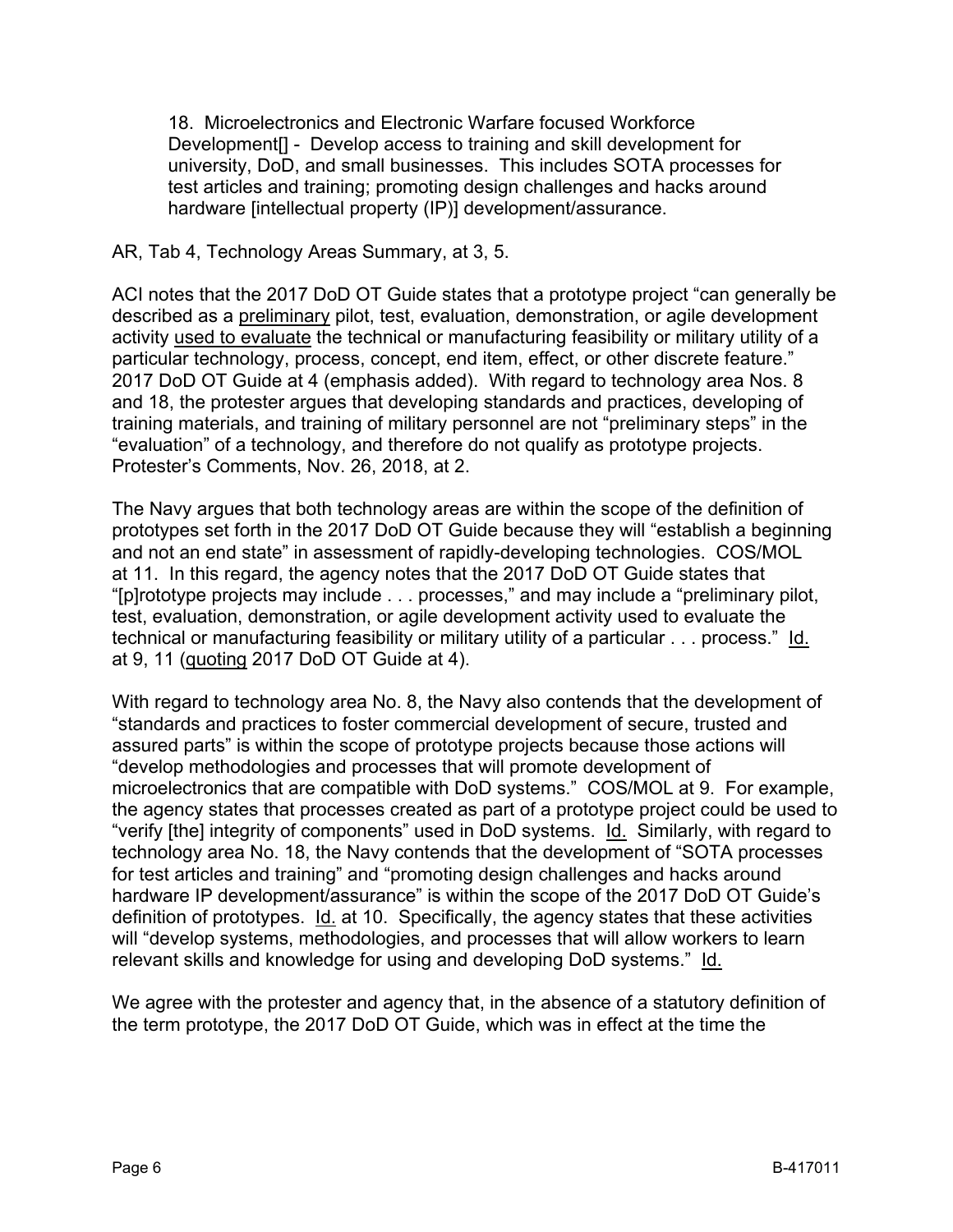> 18. Microelectronics and Electronic Warfare focused Workforce Development[] - Develop access to training and skill development for university, DoD, and small businesses. This includes SOTA processes for test articles and training; promoting design challenges and hacks around hardware [intellectual property (IP)] development/assurance.

AR, Tab 4, Technology Areas Summary, at 3, 5.

ACI notes that the 2017 DoD OT Guide states that a prototype project "can generally be described as a <u>preliminary</u> pilot, test, evaluation, demonstration, or agile development activity <u>used to evaluate</u> the technical or manufacturing feasibility or military utility of a particular technology, process, concept, end item, effect, or other discrete feature." 2017 DoD OT Guide at 4 (emphasis added). With regard to technology area Nos. 8 and 18, the protester argues that developing standards and practices, developing of training materials, and training of military personnel are not "preliminary steps" in the "evaluation" of a technology, and therefore do not qualify as prototype projects. Protester's Comments, Nov. 26, 2018, at 2.

The Navy argues that both technology areas are within the scope of the definition of prototypes set forth in the 2017 DoD OT Guide because they will "establish a beginning and not an end state" in assessment of rapidly-developing technologies. COS/MOL at 11. In this regard, the agency notes that the 2017 DoD OT Guide states that "[p]rototype projects may include . . . processes," and may include a "preliminary pilot, test, evaluation, demonstration, or agile development activity used to evaluate the technical or manufacturing feasibility or military utility of a particular . . . process." <u>Id.</u> at 9, 11 (<u>quoting</u> 2017 DoD OT Guide at 4).

With regard to technology area No. 8, the Navy also contends that the development of "standards and practices to foster commercial development of secure, trusted and assured parts" is within the scope of prototype projects because those actions will "develop methodologies and processes that will promote development of microelectronics that are compatible with DoD systems." COS/MOL at 9. For example, the agency states that processes created as part of a prototype project could be used to "verify [the] integrity of components" used in DoD systems. <u>Id.</u> Similarly, with regard to technology area No. 18, the Navy contends that the development of "SOTA processes for test articles and training" and "promoting design challenges and hacks around hardware IP development/assurance" is within the scope of the 2017 DoD OT Guide's definition of prototypes. <u>Id.</u> at 10. Specifically, the agency states that these activities will "develop systems, methodologies, and processes that will allow workers to learn relevant skills and knowledge for using and developing DoD systems." <u>Id.</u>

We agree with the protester and agency that, in the absence of a statutory definition of the term prototype, the 2017 DoD OT Guide, which was in effect at the time the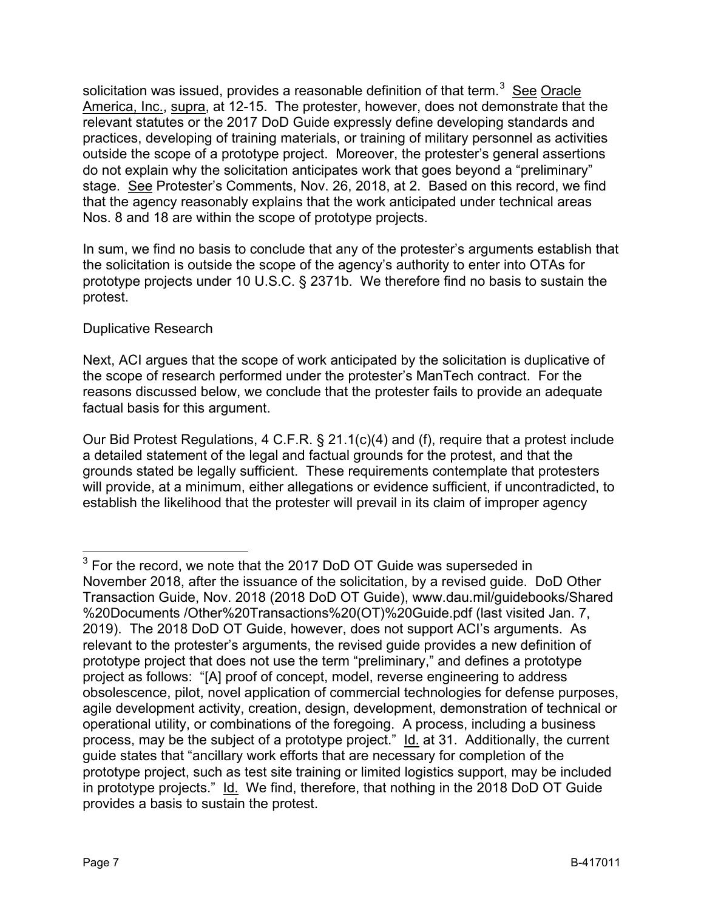solicitation was issued, provides a reasonable definition of that term.[3] See Oracle America, Inc., supra, at 12-15. The protester, however, does not demonstrate that the relevant statutes or the 2017 DoD Guide expressly define developing standards and practices, developing of training materials, or training of military personnel as activities outside the scope of a prototype project. Moreover, the protester's general assertions do not explain why the solicitation anticipates work that goes beyond a "preliminary" stage. See Protester's Comments, Nov. 26, 2018, at 2. Based on this record, we find that the agency reasonably explains that the work anticipated under technical areas Nos. 8 and 18 are within the scope of prototype projects.

In sum, we find no basis to conclude that any of the protester's arguments establish that the solicitation is outside the scope of the agency's authority to enter into OTAs for prototype projects under 10 U.S.C. § 2371b. We therefore find no basis to sustain the protest.

Duplicative Research

Next, ACI argues that the scope of work anticipated by the solicitation is duplicative of the scope of research performed under the protester's ManTech contract. For the reasons discussed below, we conclude that the protester fails to provide an adequate factual basis for this argument.

Our Bid Protest Regulations, 4 C.F.R. § 21.1(c)(4) and (f), require that a protest include a detailed statement of the legal and factual grounds for the protest, and that the grounds stated be legally sufficient. These requirements contemplate that protesters will provide, at a minimum, either allegations or evidence sufficient, if uncontradicted, to establish the likelihood that the protester will prevail in its claim of improper agency

---

[3] For the record, we note that the 2017 DoD OT Guide was superseded in November 2018, after the issuance of the solicitation, by a revised guide. DoD Other Transaction Guide, Nov. 2018 (2018 DoD OT Guide), www.dau.mil/guidebooks/Shared%20Documents /Other%20Transactions%20(OT)%20Guide.pdf (last visited Jan. 7, 2019). The 2018 DoD OT Guide, however, does not support ACI's arguments. As relevant to the protester's arguments, the revised guide provides a new definition of prototype project that does not use the term "preliminary," and defines a prototype project as follows: "[A] proof of concept, model, reverse engineering to address obsolescence, pilot, novel application of commercial technologies for defense purposes, agile development activity, creation, design, development, demonstration of technical or operational utility, or combinations of the foregoing. A process, including a business process, may be the subject of a prototype project." Id. at 31. Additionally, the current guide states that "ancillary work efforts that are necessary for completion of the prototype project, such as test site training or limited logistics support, may be included in prototype projects." Id. We find, therefore, that nothing in the 2018 DoD OT Guide provides a basis to sustain the protest.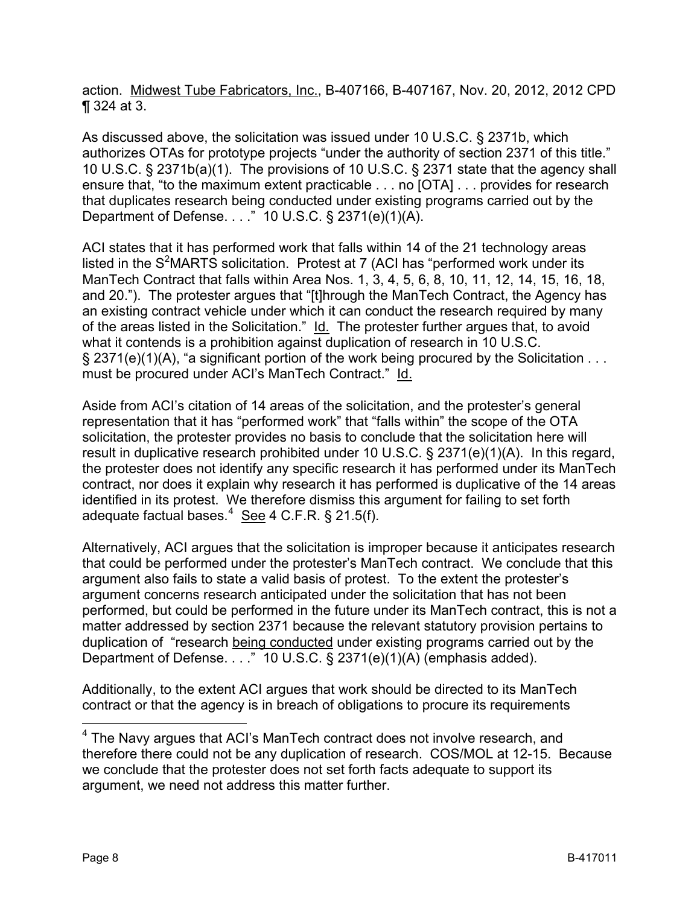action. Midwest Tube Fabricators, Inc., B-407166, B-407167, Nov. 20, 2012, 2012 CPD ¶ 324 at 3.

As discussed above, the solicitation was issued under 10 U.S.C. § 2371b, which authorizes OTAs for prototype projects "under the authority of section 2371 of this title." 10 U.S.C. § 2371b(a)(1). The provisions of 10 U.S.C. § 2371 state that the agency shall ensure that, "to the maximum extent practicable . . . no [OTA] . . . provides for research that duplicates research being conducted under existing programs carried out by the Department of Defense. . . ." 10 U.S.C. § 2371(e)(1)(A).

ACI states that it has performed work that falls within 14 of the 21 technology areas listed in the $S^2$MARTS solicitation. Protest at 7 (ACI has "performed work under its ManTech Contract that falls within Area Nos. 1, 3, 4, 5, 6, 8, 10, 11, 12, 14, 15, 16, 18, and 20."). The protester argues that "[t]hrough the ManTech Contract, the Agency has an existing contract vehicle under which it can conduct the research required by many of the areas listed in the Solicitation." Id. The protester further argues that, to avoid what it contends is a prohibition against duplication of research in 10 U.S.C. § 2371(e)(1)(A), "a significant portion of the work being procured by the Solicitation . . . must be procured under ACI's ManTech Contract." Id.

Aside from ACI's citation of 14 areas of the solicitation, and the protester's general representation that it has "performed work" that "falls within" the scope of the OTA solicitation, the protester provides no basis to conclude that the solicitation here will result in duplicative research prohibited under 10 U.S.C. § 2371(e)(1)(A). In this regard, the protester does not identify any specific research it has performed under its ManTech contract, nor does it explain why research it has performed is duplicative of the 14 areas identified in its protest. We therefore dismiss this argument for failing to set forth adequate factual bases.[4] See 4 C.F.R. § 21.5(f).

Alternatively, ACI argues that the solicitation is improper because it anticipates research that could be performed under the protester's ManTech contract. We conclude that this argument also fails to state a valid basis of protest. To the extent the protester's argument concerns research anticipated under the solicitation that has not been performed, but could be performed in the future under its ManTech contract, this is not a matter addressed by section 2371 because the relevant statutory provision pertains to duplication of "research being conducted under existing programs carried out by the Department of Defense. . . ." 10 U.S.C. § 2371(e)(1)(A) (emphasis added).

Additionally, to the extent ACI argues that work should be directed to its ManTech contract or that the agency is in breach of obligations to procure its requirements

[4] The Navy argues that ACI's ManTech contract does not involve research, and therefore there could not be any duplication of research. COS/MOL at 12-15. Because we conclude that the protester does not set forth facts adequate to support its argument, we need not address this matter further.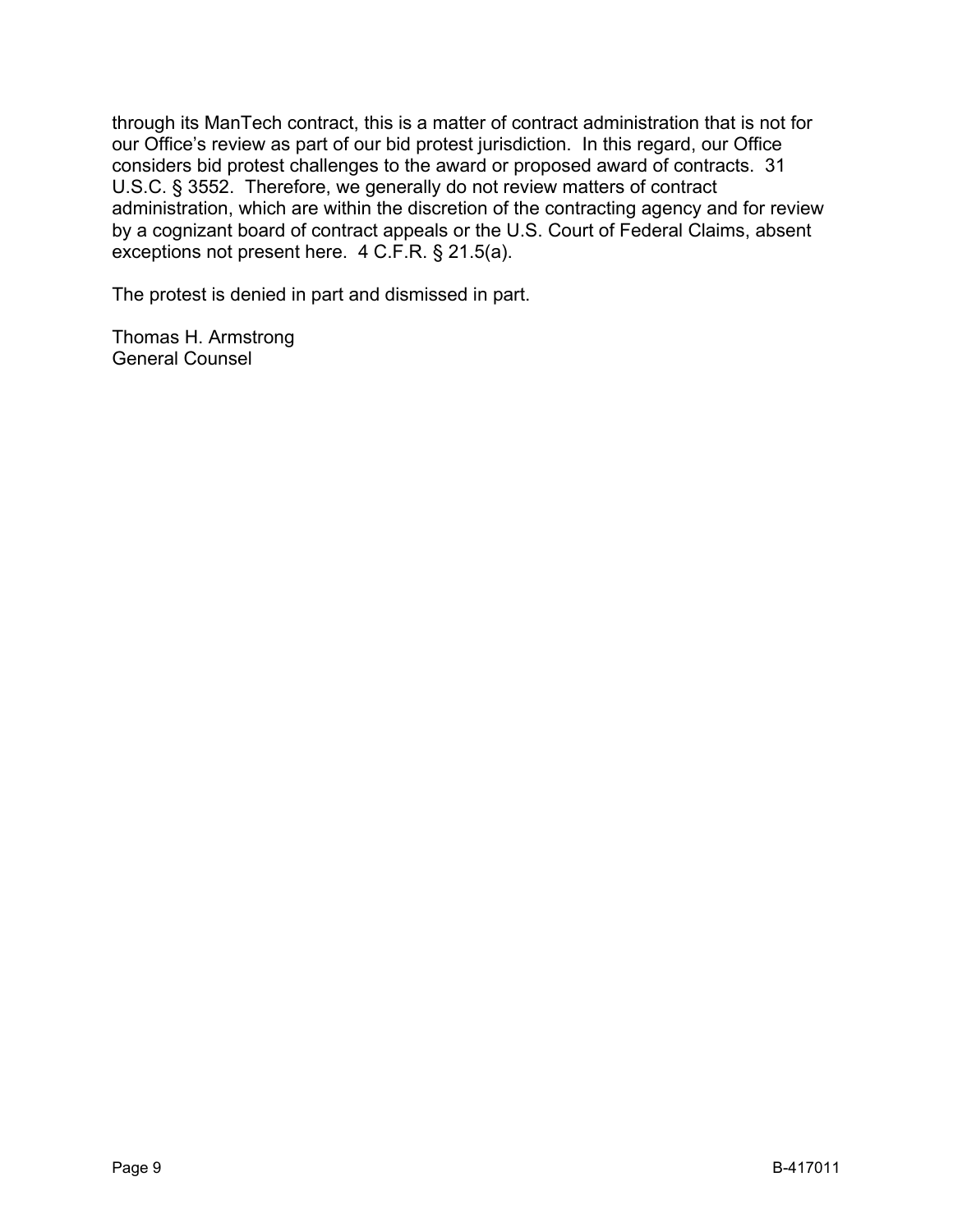through its ManTech contract, this is a matter of contract administration that is not for our Office's review as part of our bid protest jurisdiction. In this regard, our Office considers bid protest challenges to the award or proposed award of contracts. 31 U.S.C. § 3552. Therefore, we generally do not review matters of contract administration, which are within the discretion of the contracting agency and for review by a cognizant board of contract appeals or the U.S. Court of Federal Claims, absent exceptions not present here. 4 C.F.R. § 21.5(a).

The protest is denied in part and dismissed in part.

Thomas H. Armstrong
General Counsel